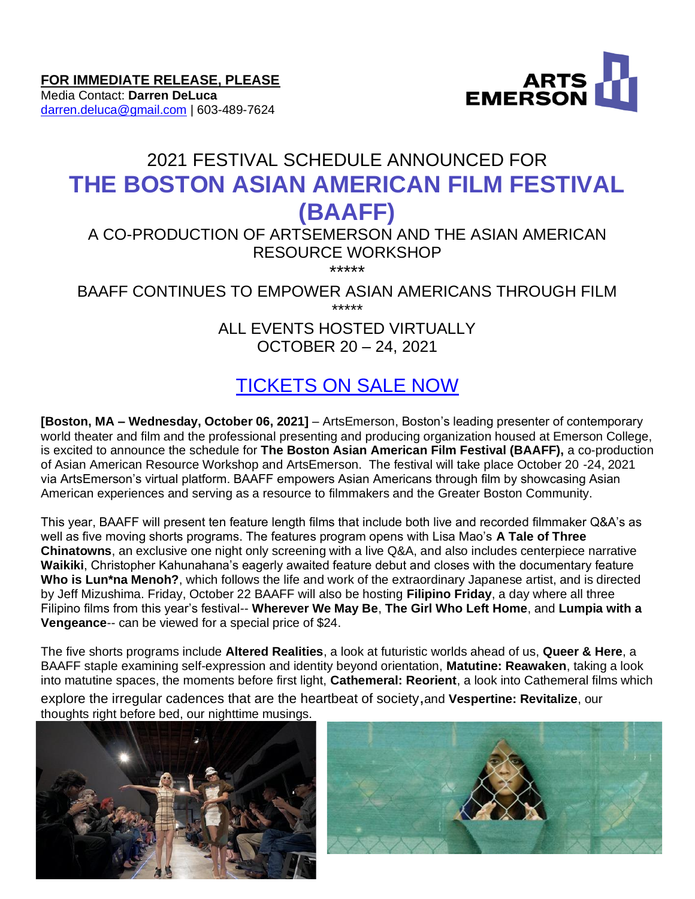**FOR IMMEDIATE RELEASE, PLEASE**
Media Contact: **Darren DeLuca**
darren.deluca@gmail.com | 603-489-7624

ARTS EMERSON

# 2021 FESTIVAL SCHEDULE ANNOUNCED FOR
# THE BOSTON ASIAN AMERICAN FILM FESTIVAL (BAAFF)

## A CO-PRODUCTION OF ARTSEMERSON AND THE ASIAN AMERICAN RESOURCE WORKSHOP

*****

## BAAFF CONTINUES TO EMPOWER ASIAN AMERICANS THROUGH FILM

*****

## ALL EVENTS HOSTED VIRTUALLY
## OCTOBER 20 – 24, 2021

## TICKETS ON SALE NOW

**[Boston, MA – Wednesday, October 06, 2021]** – ArtsEmerson, Boston's leading presenter of contemporary world theater and film and the professional presenting and producing organization housed at Emerson College, is excited to announce the schedule for **The Boston Asian American Film Festival (BAAFF),** a co-production of Asian American Resource Workshop and ArtsEmerson. The festival will take place October 20 -24, 2021 via ArtsEmerson's virtual platform. BAAFF empowers Asian Americans through film by showcasing Asian American experiences and serving as a resource to filmmakers and the Greater Boston Community.

This year, BAAFF will present ten feature length films that include both live and recorded filmmaker Q&A's as well as five moving shorts programs. The features program opens with Lisa Mao's **A Tale of Three Chinatowns**, an exclusive one night only screening with a live Q&A, and also includes centerpiece narrative **Waikiki**, Christopher Kahunahana's eagerly awaited feature debut and closes with the documentary feature **Who is Lun*na Menoh?**, which follows the life and work of the extraordinary Japanese artist, and is directed by Jeff Mizushima. Friday, October 22 BAAFF will also be hosting **Filipino Friday**, a day where all three Filipino films from this year's festival-- **Wherever We May Be**, **The Girl Who Left Home**, and **Lumpia with a Vengeance**-- can be viewed for a special price of $24.

The five shorts programs include **Altered Realities**, a look at futuristic worlds ahead of us, **Queer & Here**, a BAAFF staple examining self-expression and identity beyond orientation, **Matutine: Reawaken**, taking a look into matutine spaces, the moments before first light, **Cathemeral: Reorient**, a look into Cathemeral films which explore the irregular cadences that are the heartbeat of society**,** and **Vespertine: Revitalize**, our thoughts right before bed, our nighttime musings.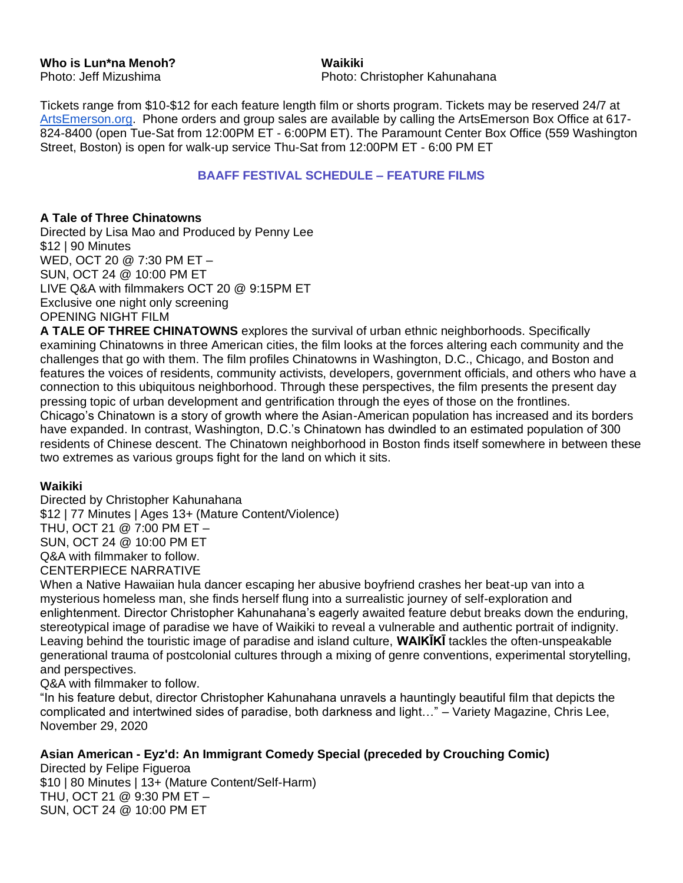**Who is Lun*na Menoh?**
Photo: Jeff Mizushima

**Waikiki**
Photo: Christopher Kahunahana

Tickets range from $10-$12 for each feature length film or shorts program. Tickets may be reserved 24/7 at ArtsEmerson.org. Phone orders and group sales are available by calling the ArtsEmerson Box Office at 617-824-8400 (open Tue-Sat from 12:00PM ET - 6:00PM ET). The Paramount Center Box Office (559 Washington Street, Boston) is open for walk-up service Thu-Sat from 12:00PM ET - 6:00 PM ET

## BAAFF FESTIVAL SCHEDULE – FEATURE FILMS

**A Tale of Three Chinatowns**
Directed by Lisa Mao and Produced by Penny Lee
$12 | 90 Minutes
WED, OCT 20 @ 7:30 PM ET –
SUN, OCT 24 @ 10:00 PM ET
LIVE Q&A with filmmakers OCT 20 @ 9:15PM ET
Exclusive one night only screening
OPENING NIGHT FILM
**A TALE OF THREE CHINATOWNS** explores the survival of urban ethnic neighborhoods. Specifically examining Chinatowns in three American cities, the film looks at the forces altering each community and the challenges that go with them. The film profiles Chinatowns in Washington, D.C., Chicago, and Boston and features the voices of residents, community activists, developers, government officials, and others who have a connection to this ubiquitous neighborhood. Through these perspectives, the film presents the present day pressing topic of urban development and gentrification through the eyes of those on the frontlines. Chicago's Chinatown is a story of growth where the Asian-American population has increased and its borders have expanded. In contrast, Washington, D.C.'s Chinatown has dwindled to an estimated population of 300 residents of Chinese descent. The Chinatown neighborhood in Boston finds itself somewhere in between these two extremes as various groups fight for the land on which it sits.

**Waikiki**
Directed by Christopher Kahunahana
$12 | 77 Minutes | Ages 13+ (Mature Content/Violence)
THU, OCT 21 @ 7:00 PM ET –
SUN, OCT 24 @ 10:00 PM ET
Q&A with filmmaker to follow.
CENTERPIECE NARRATIVE
When a Native Hawaiian hula dancer escaping her abusive boyfriend crashes her beat-up van into a mysterious homeless man, she finds herself flung into a surrealistic journey of self-exploration and enlightenment. Director Christopher Kahunahana's eagerly awaited feature debut breaks down the enduring, stereotypical image of paradise we have of Waikiki to reveal a vulnerable and authentic portrait of indignity. Leaving behind the touristic image of paradise and island culture, **WAIKĪKĪ** tackles the often-unspeakable generational trauma of postcolonial cultures through a mixing of genre conventions, experimental storytelling, and perspectives.
Q&A with filmmaker to follow.
"In his feature debut, director Christopher Kahunahana unravels a hauntingly beautiful film that depicts the complicated and intertwined sides of paradise, both darkness and light…" – Variety Magazine, Chris Lee, November 29, 2020

**Asian American - Eyz'd: An Immigrant Comedy Special (preceded by Crouching Comic)**
Directed by Felipe Figueroa
$10 | 80 Minutes | 13+ (Mature Content/Self-Harm)
THU, OCT 21 @ 9:30 PM ET –
SUN, OCT 24 @ 10:00 PM ET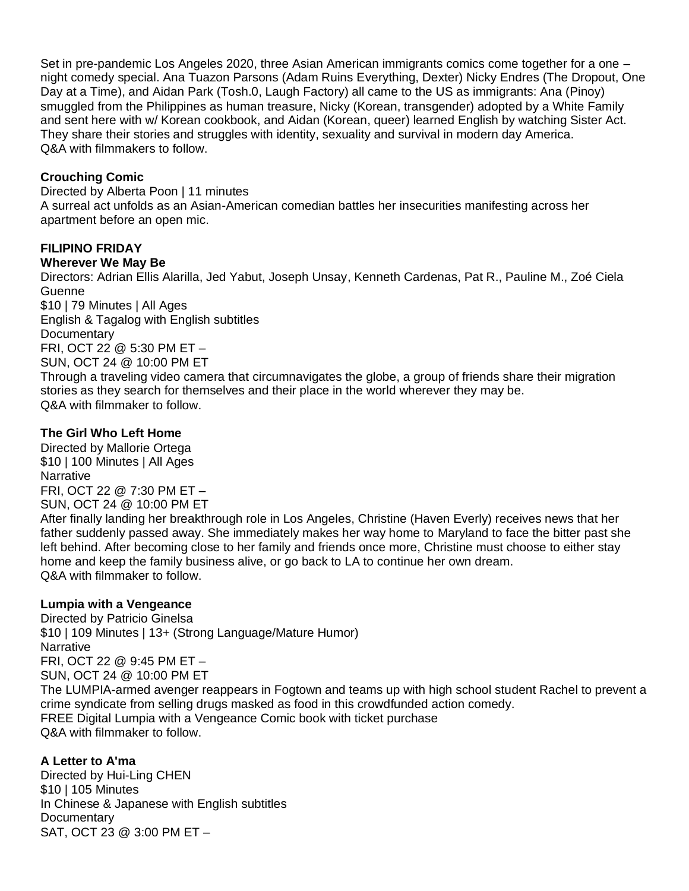Set in pre-pandemic Los Angeles 2020, three Asian American immigrants comics come together for a one – night comedy special. Ana Tuazon Parsons (Adam Ruins Everything, Dexter) Nicky Endres (The Dropout, One Day at a Time), and Aidan Park (Tosh.0, Laugh Factory) all came to the US as immigrants: Ana (Pinoy) smuggled from the Philippines as human treasure, Nicky (Korean, transgender) adopted by a White Family and sent here with w/ Korean cookbook, and Aidan (Korean, queer) learned English by watching Sister Act. They share their stories and struggles with identity, sexuality and survival in modern day America.
Q&A with filmmakers to follow.

**Crouching Comic**
Directed by Alberta Poon | 11 minutes
A surreal act unfolds as an Asian-American comedian battles her insecurities manifesting across her apartment before an open mic.

**FILIPINO FRIDAY**

**Wherever We May Be**
Directors: Adrian Ellis Alarilla, Jed Yabut, Joseph Unsay, Kenneth Cardenas, Pat R., Pauline M., Zoé Ciela Guenne
$10 | 79 Minutes | All Ages
English & Tagalog with English subtitles
Documentary
FRI, OCT 22 @ 5:30 PM ET –
SUN, OCT 24 @ 10:00 PM ET
Through a traveling video camera that circumnavigates the globe, a group of friends share their migration stories as they search for themselves and their place in the world wherever they may be.
Q&A with filmmaker to follow.

**The Girl Who Left Home**
Directed by Mallorie Ortega
$10 | 100 Minutes | All Ages
Narrative
FRI, OCT 22 @ 7:30 PM ET –
SUN, OCT 24 @ 10:00 PM ET
After finally landing her breakthrough role in Los Angeles, Christine (Haven Everly) receives news that her father suddenly passed away. She immediately makes her way home to Maryland to face the bitter past she left behind. After becoming close to her family and friends once more, Christine must choose to either stay home and keep the family business alive, or go back to LA to continue her own dream.
Q&A with filmmaker to follow.

**Lumpia with a Vengeance**
Directed by Patricio Ginelsa
$10 | 109 Minutes | 13+ (Strong Language/Mature Humor)
Narrative
FRI, OCT 22 @ 9:45 PM ET –
SUN, OCT 24 @ 10:00 PM ET
The LUMPIA-armed avenger reappears in Fogtown and teams up with high school student Rachel to prevent a crime syndicate from selling drugs masked as food in this crowdfunded action comedy.
FREE Digital Lumpia with a Vengeance Comic book with ticket purchase
Q&A with filmmaker to follow.

**A Letter to A'ma**
Directed by Hui-Ling CHEN
$10 | 105 Minutes
In Chinese & Japanese with English subtitles
Documentary
SAT, OCT 23 @ 3:00 PM ET –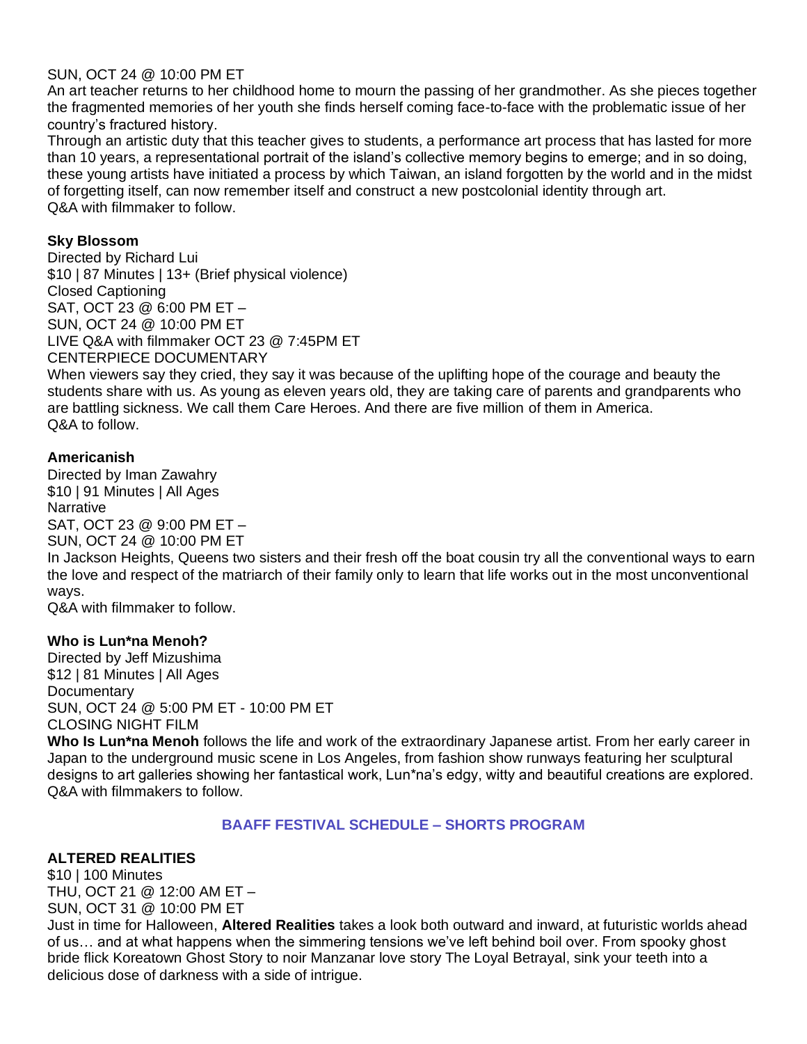SUN, OCT 24 @ 10:00 PM ET
An art teacher returns to her childhood home to mourn the passing of her grandmother. As she pieces together the fragmented memories of her youth she finds herself coming face-to-face with the problematic issue of her country's fractured history.
Through an artistic duty that this teacher gives to students, a performance art process that has lasted for more than 10 years, a representational portrait of the island's collective memory begins to emerge; and in so doing, these young artists have initiated a process by which Taiwan, an island forgotten by the world and in the midst of forgetting itself, can now remember itself and construct a new postcolonial identity through art.
Q&A with filmmaker to follow.

**Sky Blossom**
Directed by Richard Lui
$10 | 87 Minutes | 13+ (Brief physical violence)
Closed Captioning
SAT, OCT 23 @ 6:00 PM ET –
SUN, OCT 24 @ 10:00 PM ET
LIVE Q&A with filmmaker OCT 23 @ 7:45PM ET
CENTERPIECE DOCUMENTARY
When viewers say they cried, they say it was because of the uplifting hope of the courage and beauty the students share with us. As young as eleven years old, they are taking care of parents and grandparents who are battling sickness. We call them Care Heroes. And there are five million of them in America.
Q&A to follow.

**Americanish**
Directed by Iman Zawahry
$10 | 91 Minutes | All Ages
Narrative
SAT, OCT 23 @ 9:00 PM ET –
SUN, OCT 24 @ 10:00 PM ET
In Jackson Heights, Queens two sisters and their fresh off the boat cousin try all the conventional ways to earn the love and respect of the matriarch of their family only to learn that life works out in the most unconventional ways.
Q&A with filmmaker to follow.

**Who is Lun*na Menoh?**
Directed by Jeff Mizushima
$12 | 81 Minutes | All Ages
Documentary
SUN, OCT 24 @ 5:00 PM ET - 10:00 PM ET
CLOSING NIGHT FILM
**Who Is Lun*na Menoh** follows the life and work of the extraordinary Japanese artist. From her early career in Japan to the underground music scene in Los Angeles, from fashion show runways featuring her sculptural designs to art galleries showing her fantastical work, Lun*na's edgy, witty and beautiful creations are explored.
Q&A with filmmakers to follow.

## BAAFF FESTIVAL SCHEDULE – SHORTS PROGRAM

**ALTERED REALITIES**
$10 | 100 Minutes
THU, OCT 21 @ 12:00 AM ET –
SUN, OCT 31 @ 10:00 PM ET
Just in time for Halloween, **Altered Realities** takes a look both outward and inward, at futuristic worlds ahead of us… and at what happens when the simmering tensions we've left behind boil over. From spooky ghost bride flick Koreatown Ghost Story to noir Manzanar love story The Loyal Betrayal, sink your teeth into a delicious dose of darkness with a side of intrigue.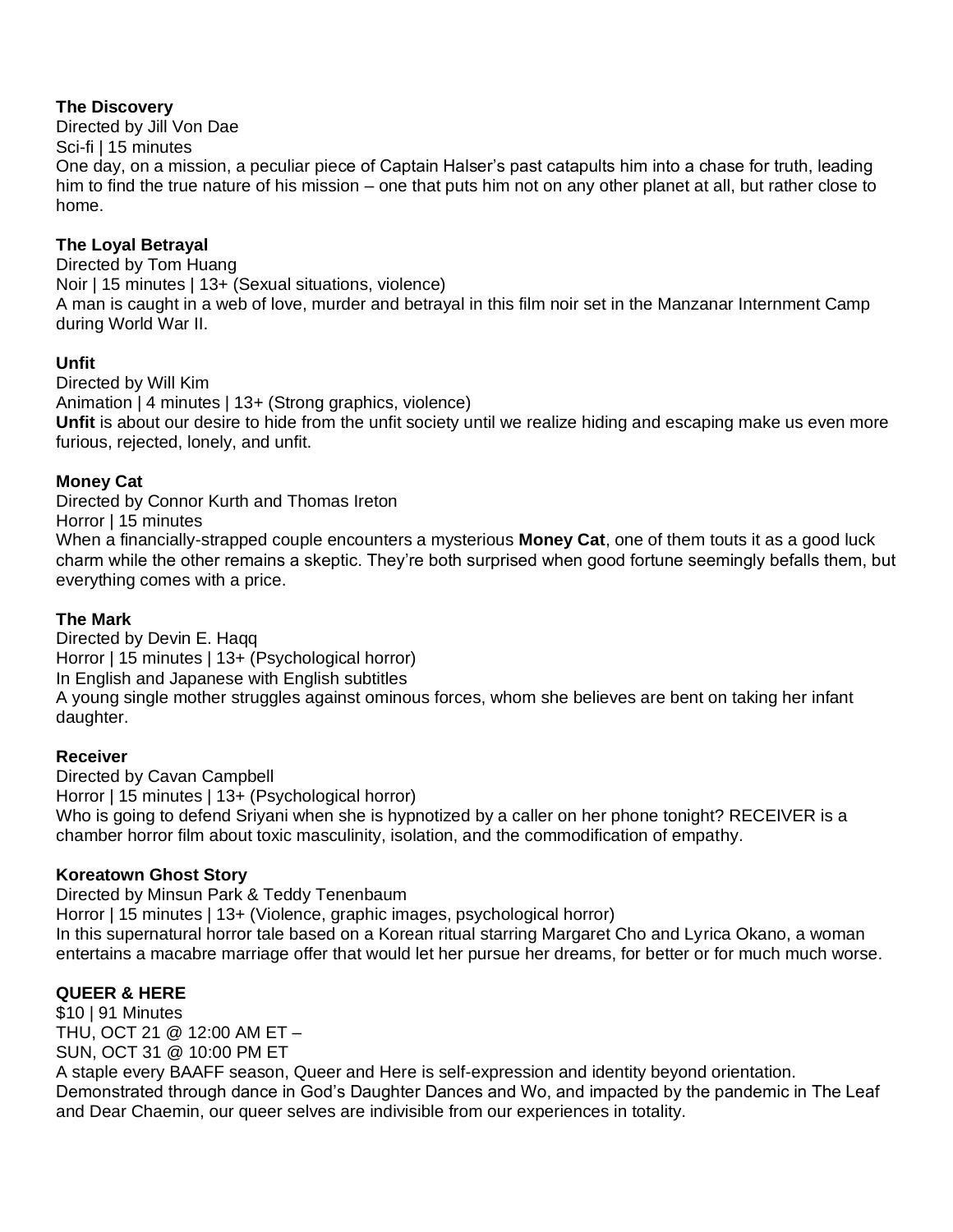**The Discovery**
Directed by Jill Von Dae
Sci-fi | 15 minutes
One day, on a mission, a peculiar piece of Captain Halser's past catapults him into a chase for truth, leading him to find the true nature of his mission – one that puts him not on any other planet at all, but rather close to home.

**The Loyal Betrayal**
Directed by Tom Huang
Noir | 15 minutes | 13+ (Sexual situations, violence)
A man is caught in a web of love, murder and betrayal in this film noir set in the Manzanar Internment Camp during World War II.

**Unfit**
Directed by Will Kim
Animation | 4 minutes | 13+ (Strong graphics, violence)
**Unfit** is about our desire to hide from the unfit society until we realize hiding and escaping make us even more furious, rejected, lonely, and unfit.

**Money Cat**
Directed by Connor Kurth and Thomas Ireton
Horror | 15 minutes
When a financially-strapped couple encounters a mysterious **Money Cat**, one of them touts it as a good luck charm while the other remains a skeptic. They're both surprised when good fortune seemingly befalls them, but everything comes with a price.

**The Mark**
Directed by Devin E. Haqq
Horror | 15 minutes | 13+ (Psychological horror)
In English and Japanese with English subtitles
A young single mother struggles against ominous forces, whom she believes are bent on taking her infant daughter.

**Receiver**
Directed by Cavan Campbell
Horror | 15 minutes | 13+ (Psychological horror)
Who is going to defend Sriyani when she is hypnotized by a caller on her phone tonight? RECEIVER is a chamber horror film about toxic masculinity, isolation, and the commodification of empathy.

**Koreatown Ghost Story**
Directed by Minsun Park & Teddy Tenenbaum
Horror | 15 minutes | 13+ (Violence, graphic images, psychological horror)
In this supernatural horror tale based on a Korean ritual starring Margaret Cho and Lyrica Okano, a woman entertains a macabre marriage offer that would let her pursue her dreams, for better or for much much worse.

**QUEER & HERE**
$10 | 91 Minutes
THU, OCT 21 @ 12:00 AM ET –
SUN, OCT 31 @ 10:00 PM ET
A staple every BAAFF season, Queer and Here is self-expression and identity beyond orientation. Demonstrated through dance in God's Daughter Dances and Wo, and impacted by the pandemic in The Leaf and Dear Chaemin, our queer selves are indivisible from our experiences in totality.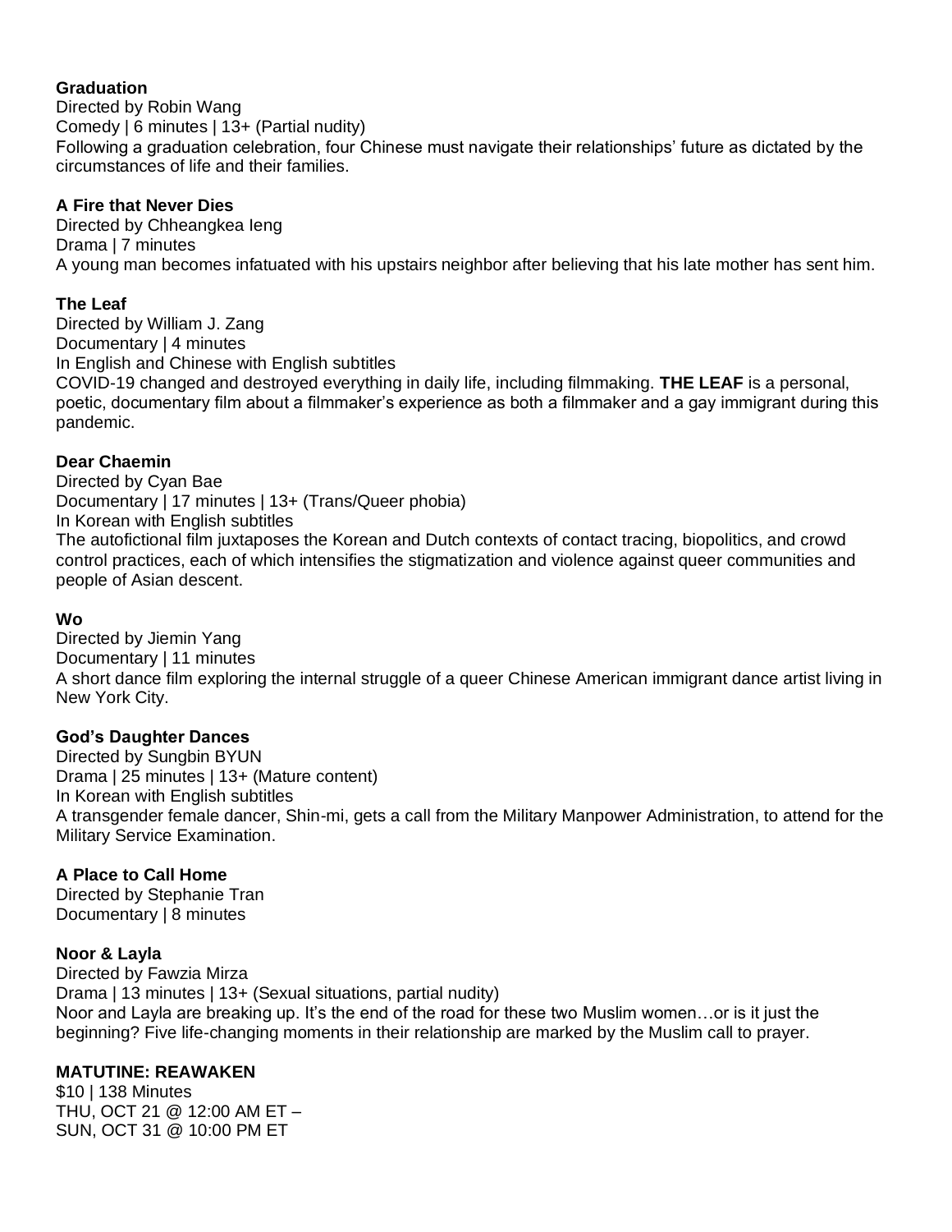**Graduation**
Directed by Robin Wang
Comedy | 6 minutes | 13+ (Partial nudity)
Following a graduation celebration, four Chinese must navigate their relationships' future as dictated by the circumstances of life and their families.

**A Fire that Never Dies**
Directed by Chheangkea Ieng
Drama | 7 minutes
A young man becomes infatuated with his upstairs neighbor after believing that his late mother has sent him.

**The Leaf**
Directed by William J. Zang
Documentary | 4 minutes
In English and Chinese with English subtitles
COVID-19 changed and destroyed everything in daily life, including filmmaking. **THE LEAF** is a personal, poetic, documentary film about a filmmaker's experience as both a filmmaker and a gay immigrant during this pandemic.

**Dear Chaemin**
Directed by Cyan Bae
Documentary | 17 minutes | 13+ (Trans/Queer phobia)
In Korean with English subtitles
The autofictional film juxtaposes the Korean and Dutch contexts of contact tracing, biopolitics, and crowd control practices, each of which intensifies the stigmatization and violence against queer communities and people of Asian descent.

**Wo**
Directed by Jiemin Yang
Documentary | 11 minutes
A short dance film exploring the internal struggle of a queer Chinese American immigrant dance artist living in New York City.

**God's Daughter Dances**
Directed by Sungbin BYUN
Drama | 25 minutes | 13+ (Mature content)
In Korean with English subtitles
A transgender female dancer, Shin-mi, gets a call from the Military Manpower Administration, to attend for the Military Service Examination.

**A Place to Call Home**
Directed by Stephanie Tran
Documentary | 8 minutes

**Noor & Layla**
Directed by Fawzia Mirza
Drama | 13 minutes | 13+ (Sexual situations, partial nudity)
Noor and Layla are breaking up. It's the end of the road for these two Muslim women…or is it just the beginning? Five life-changing moments in their relationship are marked by the Muslim call to prayer.

**MATUTINE: REAWAKEN**
$10 | 138 Minutes
THU, OCT 21 @ 12:00 AM ET –
SUN, OCT 31 @ 10:00 PM ET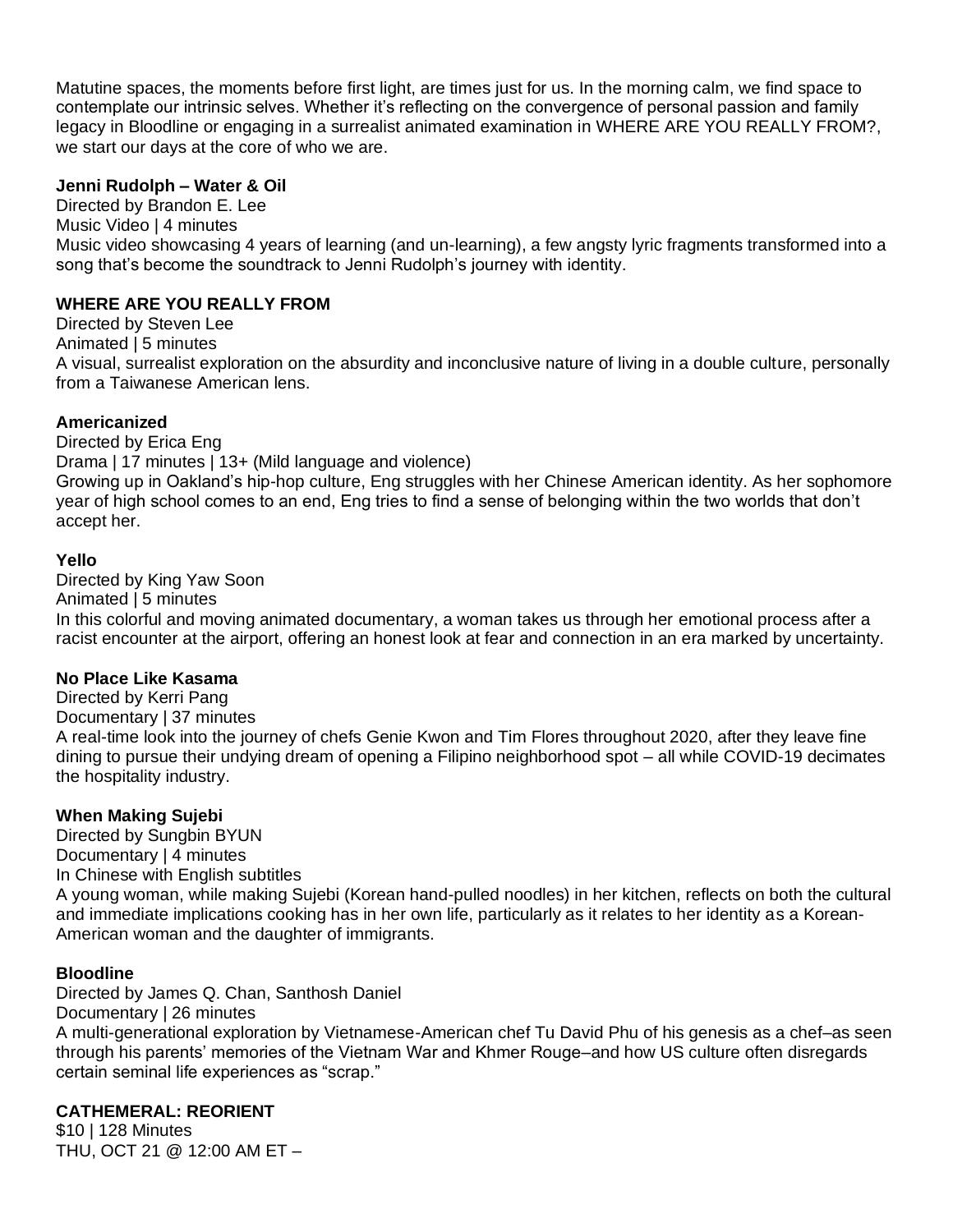Matutine spaces, the moments before first light, are times just for us. In the morning calm, we find space to contemplate our intrinsic selves. Whether it's reflecting on the convergence of personal passion and family legacy in Bloodline or engaging in a surrealist animated examination in WHERE ARE YOU REALLY FROM?, we start our days at the core of who we are.

**Jenni Rudolph – Water & Oil**
Directed by Brandon E. Lee
Music Video | 4 minutes
Music video showcasing 4 years of learning (and un-learning), a few angsty lyric fragments transformed into a song that's become the soundtrack to Jenni Rudolph's journey with identity.

**WHERE ARE YOU REALLY FROM**
Directed by Steven Lee
Animated | 5 minutes
A visual, surrealist exploration on the absurdity and inconclusive nature of living in a double culture, personally from a Taiwanese American lens.

**Americanized**
Directed by Erica Eng
Drama | 17 minutes | 13+ (Mild language and violence)
Growing up in Oakland's hip-hop culture, Eng struggles with her Chinese American identity. As her sophomore year of high school comes to an end, Eng tries to find a sense of belonging within the two worlds that don't accept her.

**Yello**
Directed by King Yaw Soon
Animated | 5 minutes
In this colorful and moving animated documentary, a woman takes us through her emotional process after a racist encounter at the airport, offering an honest look at fear and connection in an era marked by uncertainty.

**No Place Like Kasama**
Directed by Kerri Pang
Documentary | 37 minutes
A real-time look into the journey of chefs Genie Kwon and Tim Flores throughout 2020, after they leave fine dining to pursue their undying dream of opening a Filipino neighborhood spot – all while COVID-19 decimates the hospitality industry.

**When Making Sujebi**
Directed by Sungbin BYUN
Documentary | 4 minutes
In Chinese with English subtitles
A young woman, while making Sujebi (Korean hand-pulled noodles) in her kitchen, reflects on both the cultural and immediate implications cooking has in her own life, particularly as it relates to her identity as a Korean-American woman and the daughter of immigrants.

**Bloodline**
Directed by James Q. Chan, Santhosh Daniel
Documentary | 26 minutes
A multi-generational exploration by Vietnamese-American chef Tu David Phu of his genesis as a chef–as seen through his parents' memories of the Vietnam War and Khmer Rouge–and how US culture often disregards certain seminal life experiences as "scrap."

**CATHEMERAL: REORIENT**
$10 | 128 Minutes
THU, OCT 21 @ 12:00 AM ET –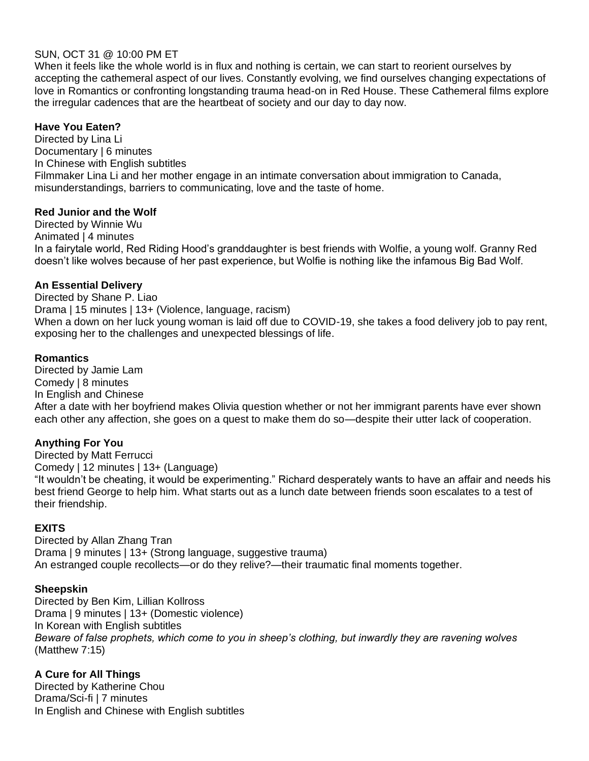SUN, OCT 31 @ 10:00 PM ET

When it feels like the whole world is in flux and nothing is certain, we can start to reorient ourselves by accepting the cathemeral aspect of our lives. Constantly evolving, we find ourselves changing expectations of love in Romantics or confronting longstanding trauma head-on in Red House. These Cathemeral films explore the irregular cadences that are the heartbeat of society and our day to day now.

**Have You Eaten?**
Directed by Lina Li
Documentary | 6 minutes
In Chinese with English subtitles
Filmmaker Lina Li and her mother engage in an intimate conversation about immigration to Canada, misunderstandings, barriers to communicating, love and the taste of home.

**Red Junior and the Wolf**
Directed by Winnie Wu
Animated | 4 minutes
In a fairytale world, Red Riding Hood's granddaughter is best friends with Wolfie, a young wolf. Granny Red doesn't like wolves because of her past experience, but Wolfie is nothing like the infamous Big Bad Wolf.

**An Essential Delivery**
Directed by Shane P. Liao
Drama | 15 minutes | 13+ (Violence, language, racism)
When a down on her luck young woman is laid off due to COVID-19, she takes a food delivery job to pay rent, exposing her to the challenges and unexpected blessings of life.

**Romantics**
Directed by Jamie Lam
Comedy | 8 minutes
In English and Chinese
After a date with her boyfriend makes Olivia question whether or not her immigrant parents have ever shown each other any affection, she goes on a quest to make them do so—despite their utter lack of cooperation.

**Anything For You**
Directed by Matt Ferrucci
Comedy | 12 minutes | 13+ (Language)
"It wouldn't be cheating, it would be experimenting." Richard desperately wants to have an affair and needs his best friend George to help him. What starts out as a lunch date between friends soon escalates to a test of their friendship.

**EXITS**
Directed by Allan Zhang Tran
Drama | 9 minutes | 13+ (Strong language, suggestive trauma)
An estranged couple recollects—or do they relive?—their traumatic final moments together.

**Sheepskin**
Directed by Ben Kim, Lillian Kollross
Drama | 9 minutes | 13+ (Domestic violence)
In Korean with English subtitles
*Beware of false prophets, which come to you in sheep's clothing, but inwardly they are ravening wolves* (Matthew 7:15)

**A Cure for All Things**
Directed by Katherine Chou
Drama/Sci-fi | 7 minutes
In English and Chinese with English subtitles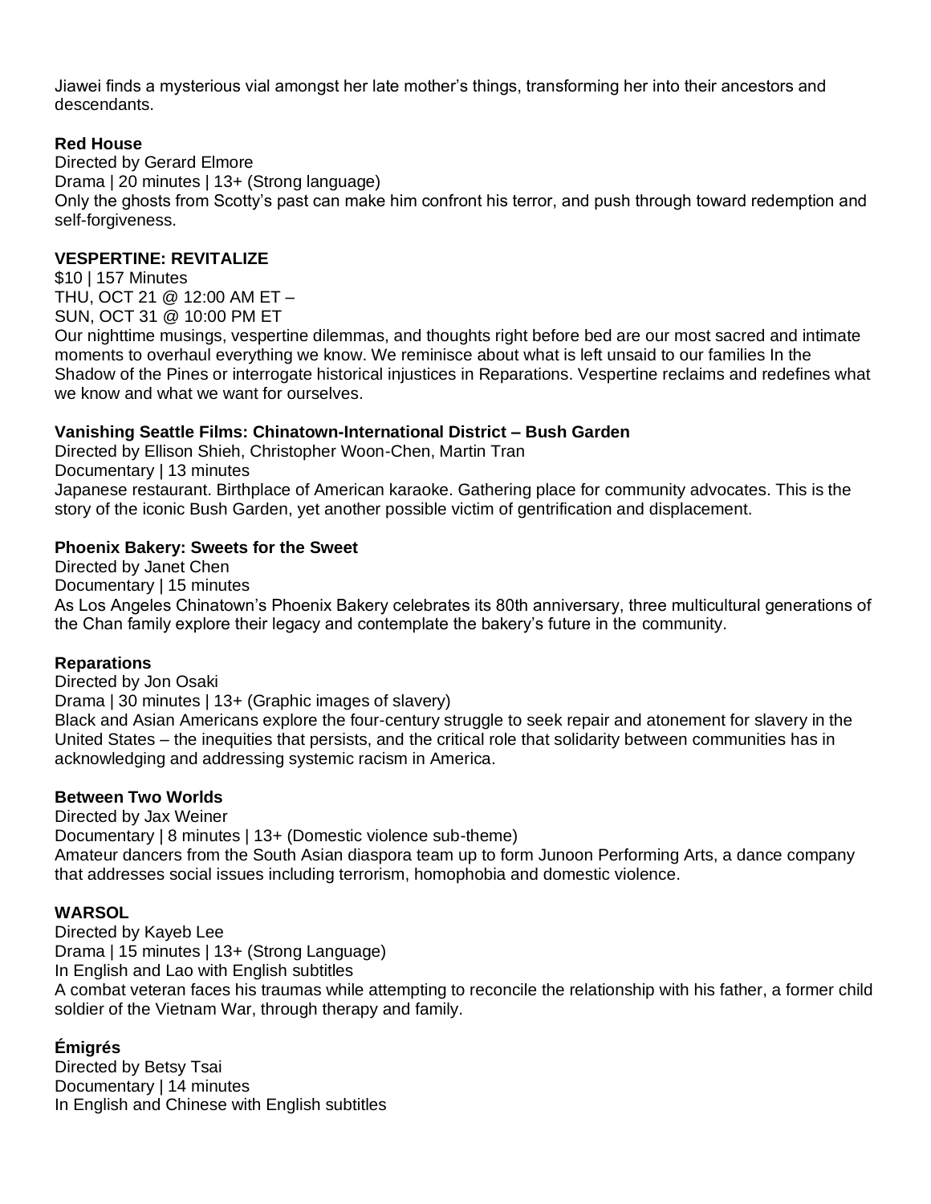Jiawei finds a mysterious vial amongst her late mother's things, transforming her into their ancestors and descendants.

**Red House**

Directed by Gerard Elmore

Drama | 20 minutes | 13+ (Strong language)

Only the ghosts from Scotty's past can make him confront his terror, and push through toward redemption and self-forgiveness.

**VESPERTINE: REVITALIZE**

$10 | 157 Minutes

THU, OCT 21 @ 12:00 AM ET –

SUN, OCT 31 @ 10:00 PM ET

Our nighttime musings, vespertine dilemmas, and thoughts right before bed are our most sacred and intimate moments to overhaul everything we know. We reminisce about what is left unsaid to our families In the Shadow of the Pines or interrogate historical injustices in Reparations. Vespertine reclaims and redefines what we know and what we want for ourselves.

**Vanishing Seattle Films: Chinatown-International District – Bush Garden**

Directed by Ellison Shieh, Christopher Woon-Chen, Martin Tran

Documentary | 13 minutes

Japanese restaurant. Birthplace of American karaoke. Gathering place for community advocates. This is the story of the iconic Bush Garden, yet another possible victim of gentrification and displacement.

**Phoenix Bakery: Sweets for the Sweet**

Directed by Janet Chen

Documentary | 15 minutes

As Los Angeles Chinatown's Phoenix Bakery celebrates its 80th anniversary, three multicultural generations of the Chan family explore their legacy and contemplate the bakery's future in the community.

**Reparations**

Directed by Jon Osaki

Drama | 30 minutes | 13+ (Graphic images of slavery)

Black and Asian Americans explore the four-century struggle to seek repair and atonement for slavery in the United States – the inequities that persists, and the critical role that solidarity between communities has in acknowledging and addressing systemic racism in America.

**Between Two Worlds**

Directed by Jax Weiner

Documentary | 8 minutes | 13+ (Domestic violence sub-theme)

Amateur dancers from the South Asian diaspora team up to form Junoon Performing Arts, a dance company that addresses social issues including terrorism, homophobia and domestic violence.

**WARSOL**

Directed by Kayeb Lee

Drama | 15 minutes | 13+ (Strong Language)

In English and Lao with English subtitles

A combat veteran faces his traumas while attempting to reconcile the relationship with his father, a former child soldier of the Vietnam War, through therapy and family.

**Émigrés**

Directed by Betsy Tsai

Documentary | 14 minutes

In English and Chinese with English subtitles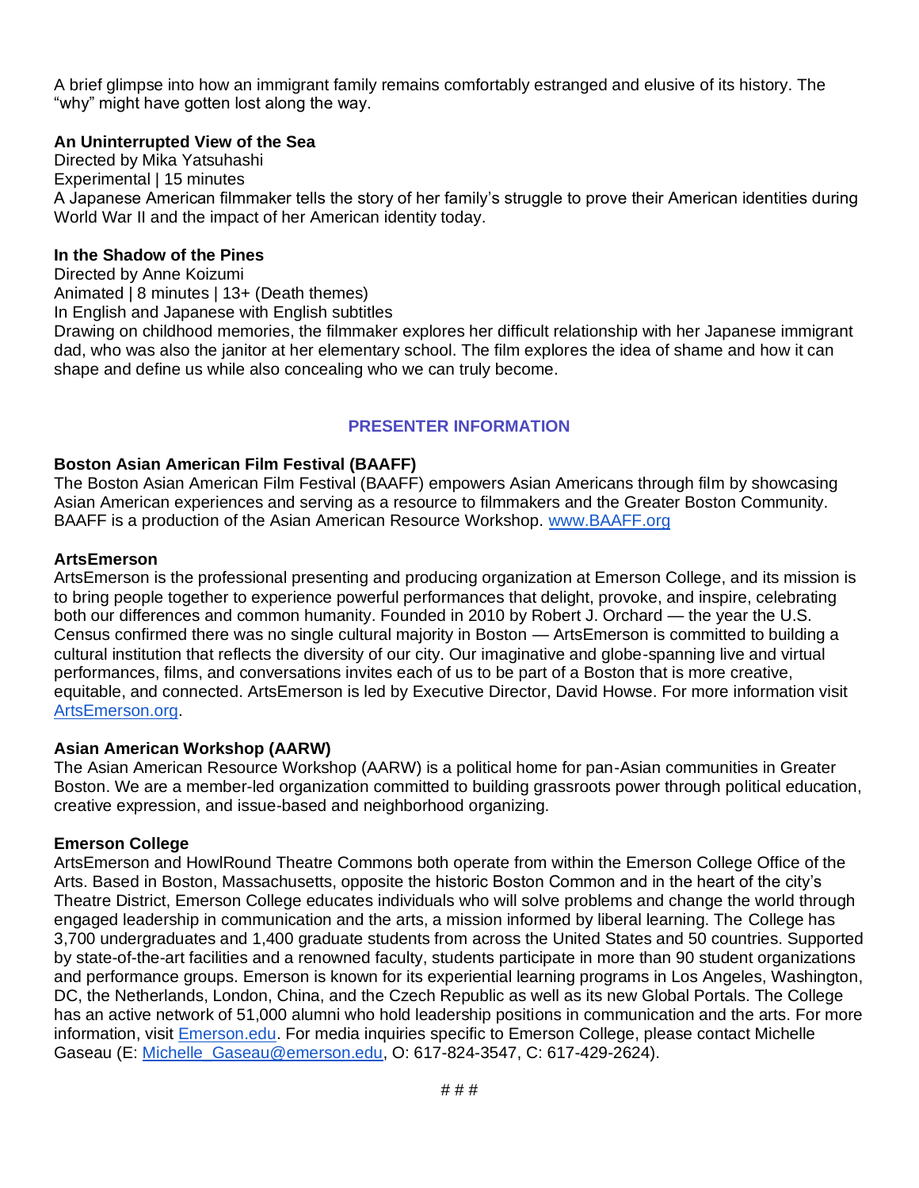A brief glimpse into how an immigrant family remains comfortably estranged and elusive of its history. The "why" might have gotten lost along the way.

**An Uninterrupted View of the Sea**
Directed by Mika Yatsuhashi
Experimental | 15 minutes
A Japanese American filmmaker tells the story of her family's struggle to prove their American identities during World War II and the impact of her American identity today.

**In the Shadow of the Pines**
Directed by Anne Koizumi
Animated | 8 minutes | 13+ (Death themes)
In English and Japanese with English subtitles
Drawing on childhood memories, the filmmaker explores her difficult relationship with her Japanese immigrant dad, who was also the janitor at her elementary school. The film explores the idea of shame and how it can shape and define us while also concealing who we can truly become.

## PRESENTER INFORMATION

**Boston Asian American Film Festival (BAAFF)**
The Boston Asian American Film Festival (BAAFF) empowers Asian Americans through film by showcasing Asian American experiences and serving as a resource to filmmakers and the Greater Boston Community. BAAFF is a production of the Asian American Resource Workshop. [www.BAAFF.org](http://www.BAAFF.org)

**ArtsEmerson**
ArtsEmerson is the professional presenting and producing organization at Emerson College, and its mission is to bring people together to experience powerful performances that delight, provoke, and inspire, celebrating both our differences and common humanity. Founded in 2010 by Robert J. Orchard — the year the U.S. Census confirmed there was no single cultural majority in Boston — ArtsEmerson is committed to building a cultural institution that reflects the diversity of our city. Our imaginative and globe-spanning live and virtual performances, films, and conversations invites each of us to be part of a Boston that is more creative, equitable, and connected. ArtsEmerson is led by Executive Director, David Howse. For more information visit [ArtsEmerson.org](http://ArtsEmerson.org).

**Asian American Workshop (AARW)**
The Asian American Resource Workshop (AARW) is a political home for pan-Asian communities in Greater Boston. We are a member-led organization committed to building grassroots power through political education, creative expression, and issue-based and neighborhood organizing.

**Emerson College**
ArtsEmerson and HowlRound Theatre Commons both operate from within the Emerson College Office of the Arts. Based in Boston, Massachusetts, opposite the historic Boston Common and in the heart of the city's Theatre District, Emerson College educates individuals who will solve problems and change the world through engaged leadership in communication and the arts, a mission informed by liberal learning. The College has 3,700 undergraduates and 1,400 graduate students from across the United States and 50 countries. Supported by state-of-the-art facilities and a renowned faculty, students participate in more than 90 student organizations and performance groups. Emerson is known for its experiential learning programs in Los Angeles, Washington, DC, the Netherlands, London, China, and the Czech Republic as well as its new Global Portals. The College has an active network of 51,000 alumni who hold leadership positions in communication and the arts. For more information, visit [Emerson.edu](http://Emerson.edu). For media inquiries specific to Emerson College, please contact Michelle Gaseau (E: [Michelle_Gaseau@emerson.edu](mailto:Michelle_Gaseau@emerson.edu), O: 617-824-3547, C: 617-429-2624).

# # #